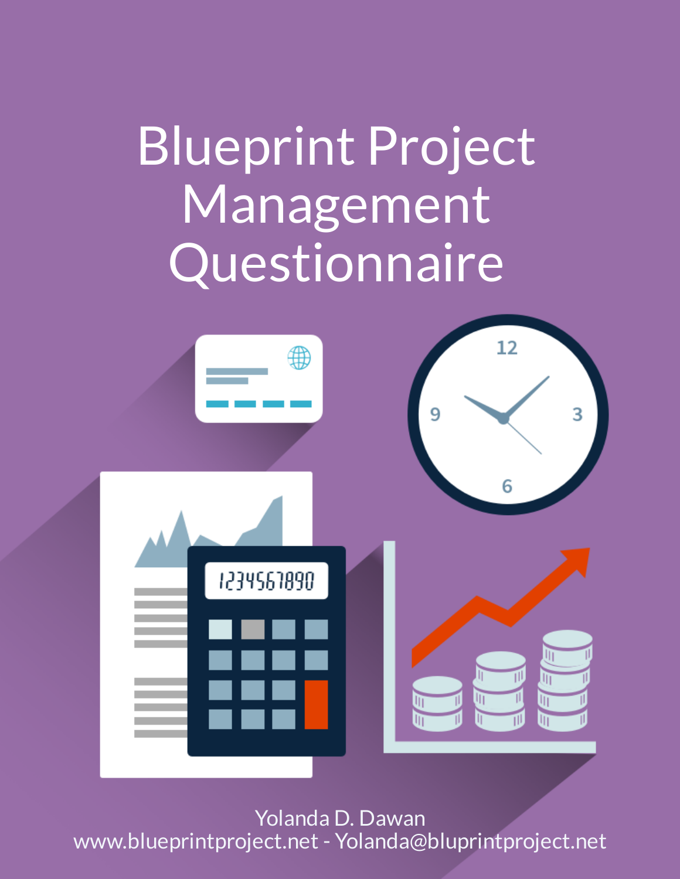# Blueprint Project Management Questionnaire

Yolanda D. Dawan

www.blueprintproject.net - Yolanda@bluprintproject.net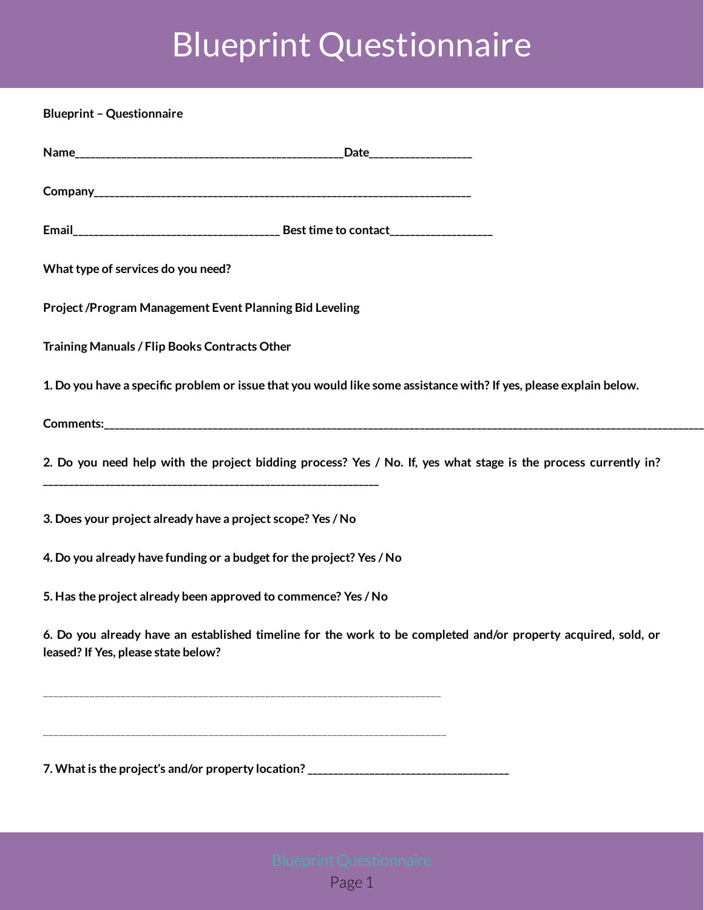# Blueprint Questionnaire

**Blueprint – Questionnaire**

**Name_______________________________________________Date_________________**

**Company____________________________________________________________________**

**Email____________________________________ Best time to contact_________________**

**What type of services do you need?**

**Project /Program Management Event Planning Bid Leveling**

**Training Manuals / Flip Books Contracts Other**

**1. Do you have a specific problem or issue that you would like some assistance with? If yes, please explain below.**

**Comments:_____________________________________________________________________________________________________________**

**2. Do you need help with the project bidding process? Yes / No. If, yes what stage is the process currently in? ____________________________________________________________**

**3. Does your project already have a project scope? Yes / No**

**4. Do you already have funding or a budget for the project? Yes / No**

**5. Has the project already been approved to commence? Yes / No**

**6. Do you already have an established timeline for the work to be completed and/or property acquired, sold, or leased? If Yes, please state below?**

______________________________________________________________________

______________________________________________________________________

**7. What is the project's and/or property location? ____________________________________**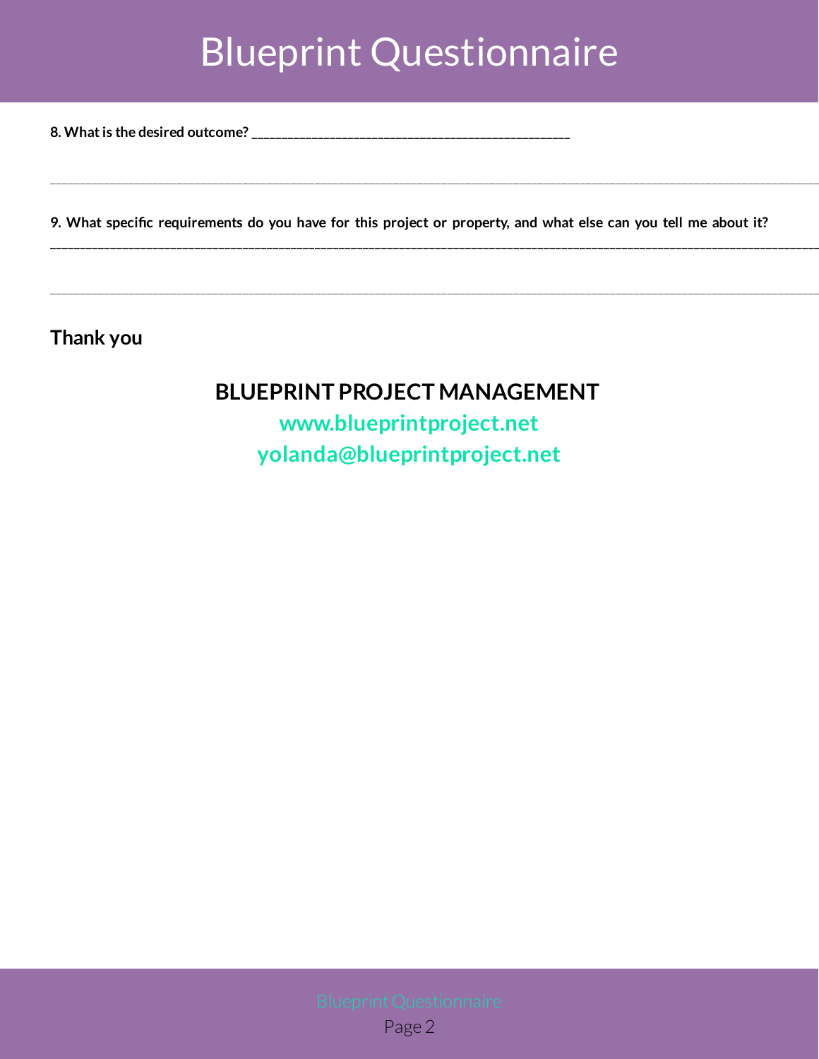**8. What is the desired outcome?** ___________________________________________________

___________________________________________________________________________________________________

**9. What specific requirements do you have for this project or property, and what else can you tell me about it?**

___________________________________________________________________________________________________

___________________________________________________________________________________________________

**Thank you**

**BLUEPRINT PROJECT MANAGEMENT**

**www.blueprintproject.net**

**yolanda@blueprintproject.net**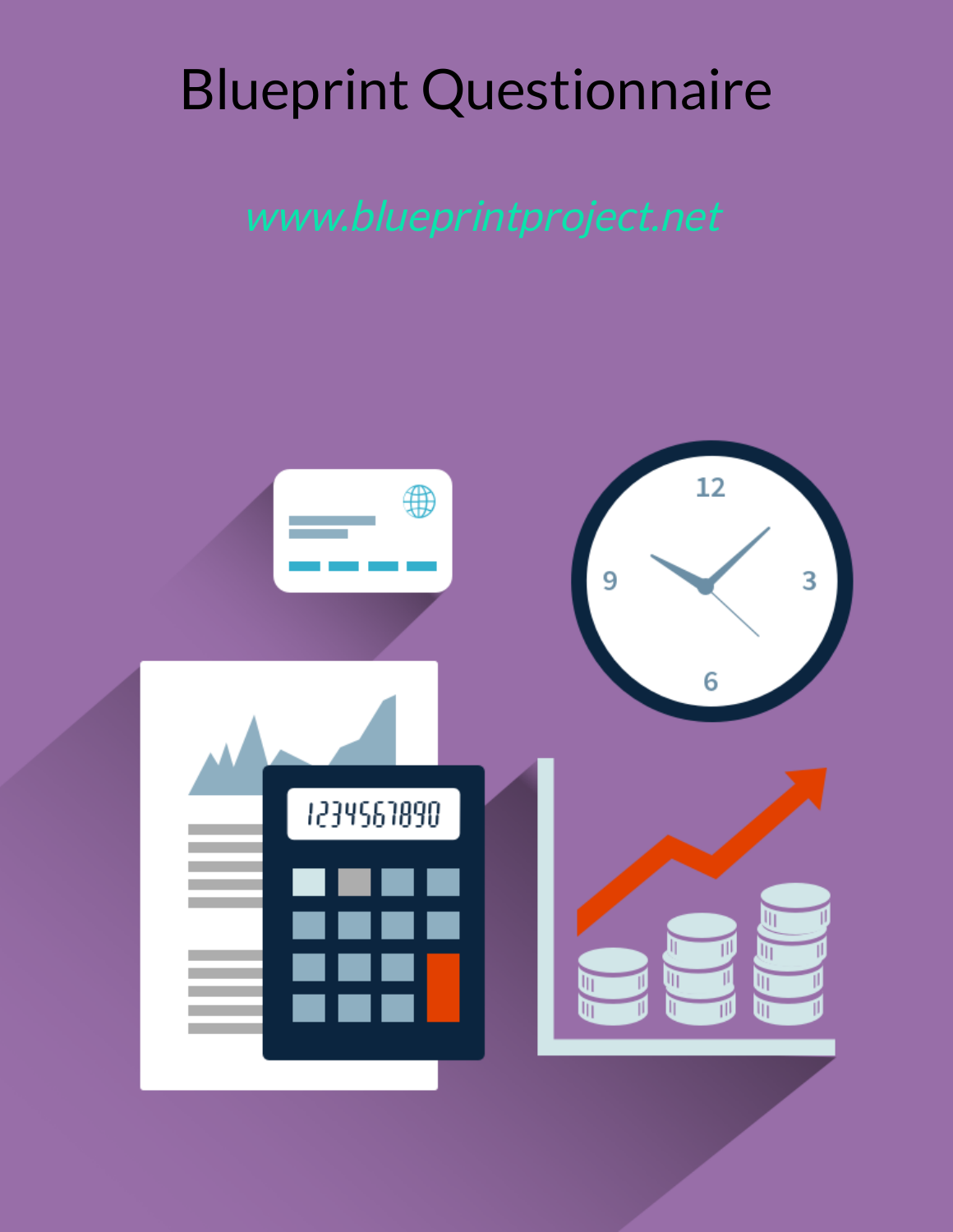# Blueprint Questionnaire

*www.blueprintproject.net*